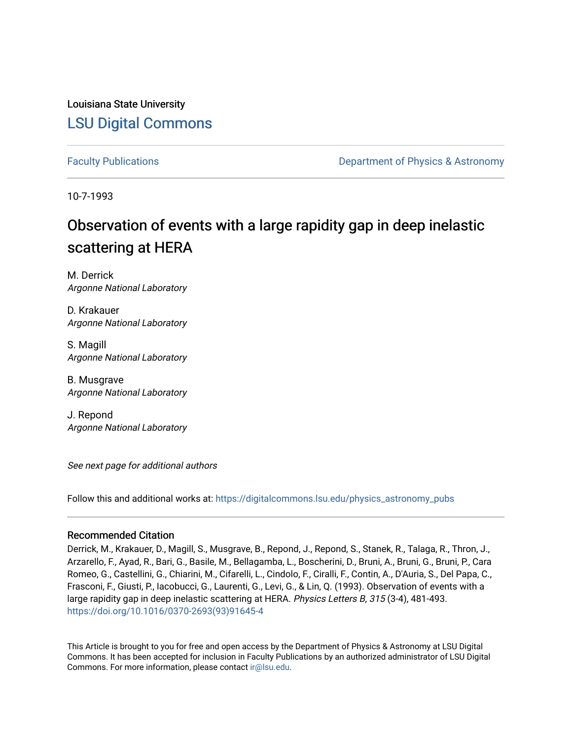Louisiana State University

# LSU Digital Commons

Faculty Publications

Department of Physics & Astronomy

10-7-1993

# Observation of events with a large rapidity gap in deep inelastic scattering at HERA

M. Derrick
*Argonne National Laboratory*

D. Krakauer
*Argonne National Laboratory*

S. Magill
*Argonne National Laboratory*

B. Musgrave
*Argonne National Laboratory*

J. Repond
*Argonne National Laboratory*

*See next page for additional authors*

Follow this and additional works at: https://digitalcommons.lsu.edu/physics_astronomy_pubs

## Recommended Citation

Derrick, M., Krakauer, D., Magill, S., Musgrave, B., Repond, J., Repond, S., Stanek, R., Talaga, R., Thron, J., Arzarello, F., Ayad, R., Bari, G., Basile, M., Bellagamba, L., Boscherini, D., Bruni, A., Bruni, G., Bruni, P., Cara Romeo, G., Castellini, G., Chiarini, M., Cifarelli, L., Cindolo, F., Ciralli, F., Contin, A., D'Auria, S., Del Papa, C., Frasconi, F., Giusti, P., Iacobucci, G., Laurenti, G., Levi, G., & Lin, Q. (1993). Observation of events with a large rapidity gap in deep inelastic scattering at HERA. *Physics Letters B, 315* (3-4), 481-493. https://doi.org/10.1016/0370-2693(93)91645-4

This Article is brought to you for free and open access by the Department of Physics & Astronomy at LSU Digital Commons. It has been accepted for inclusion in Faculty Publications by an authorized administrator of LSU Digital Commons. For more information, please contact ir@lsu.edu.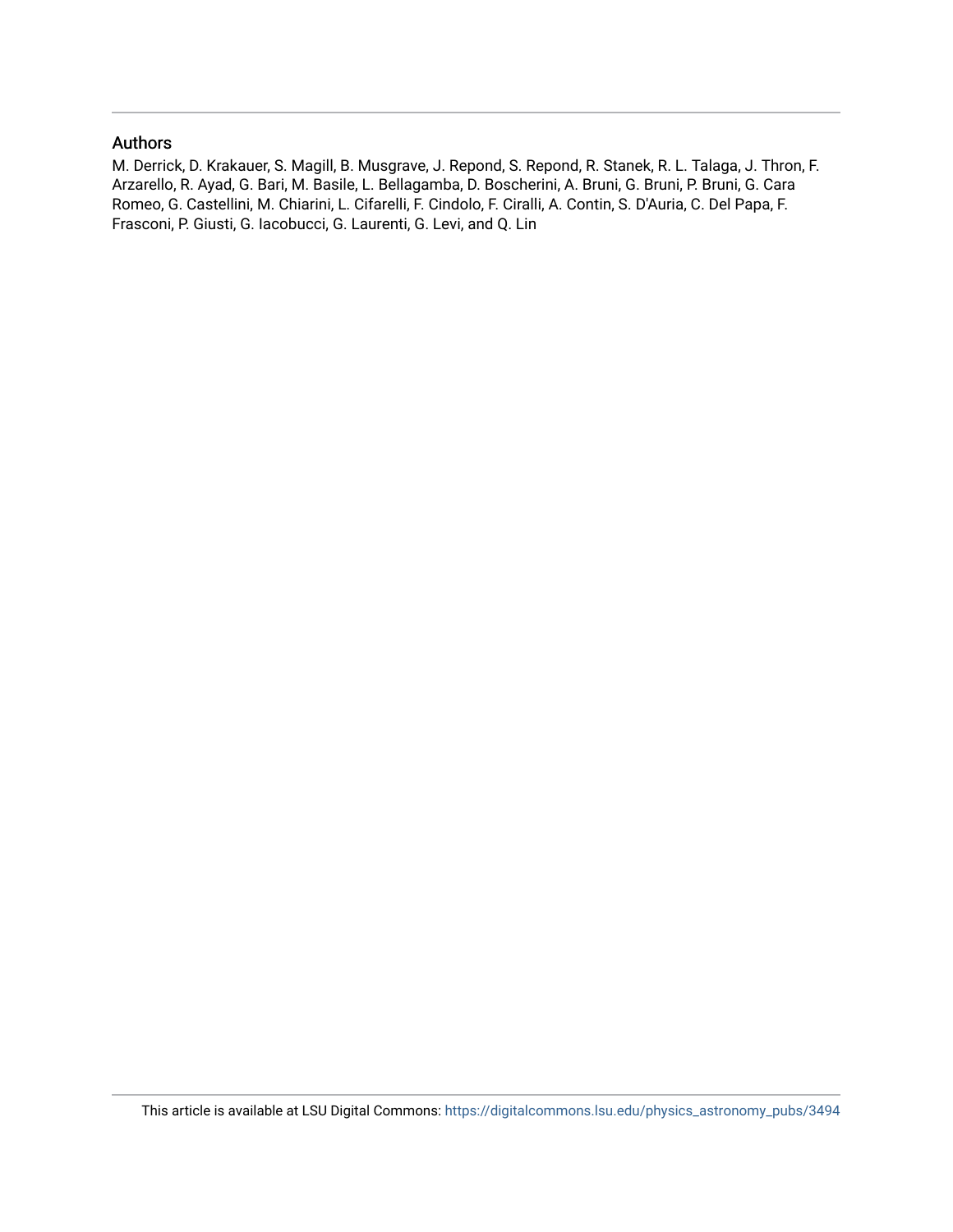## Authors

M. Derrick, D. Krakauer, S. Magill, B. Musgrave, J. Repond, S. Repond, R. Stanek, R. L. Talaga, J. Thron, F. Arzarello, R. Ayad, G. Bari, M. Basile, L. Bellagamba, D. Boscherini, A. Bruni, G. Bruni, P. Bruni, G. Cara Romeo, G. Castellini, M. Chiarini, L. Cifarelli, F. Cindolo, F. Ciralli, A. Contin, S. D'Auria, C. Del Papa, F. Frasconi, P. Giusti, G. Iacobucci, G. Laurenti, G. Levi, and Q. Lin

This article is available at LSU Digital Commons: https://digitalcommons.lsu.edu/physics_astronomy_pubs/3494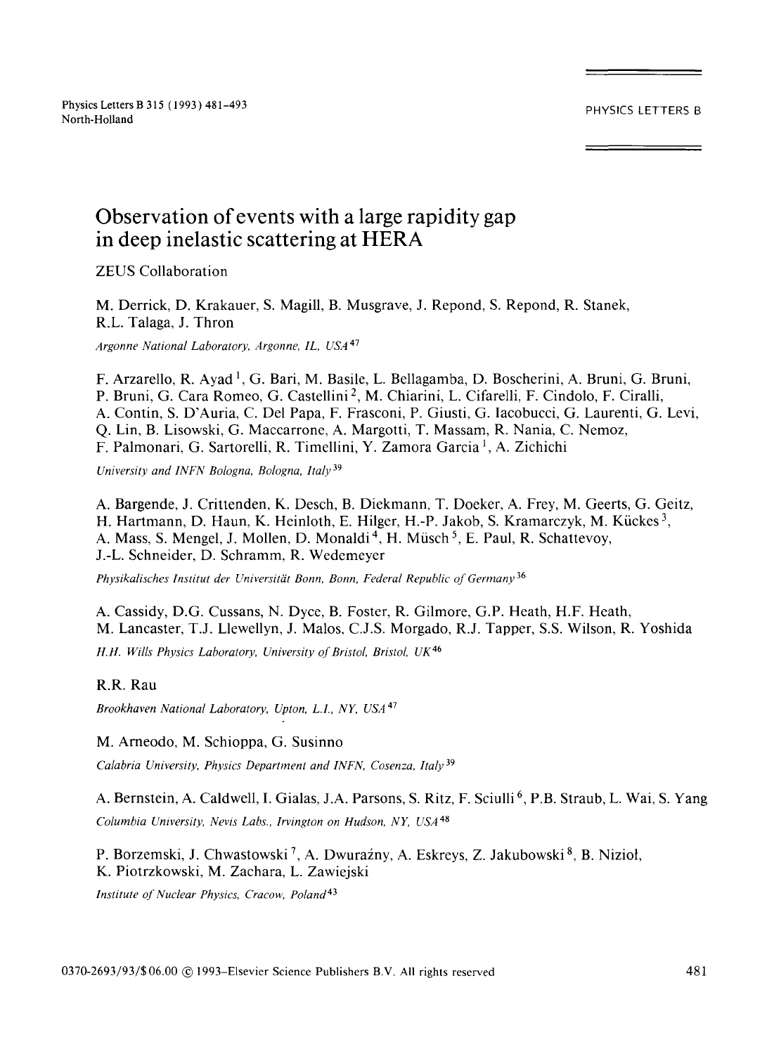# Observation of events with a large rapidity gap in deep inelastic scattering at HERA

ZEUS Collaboration

M. Derrick, D. Krakauer, S. Magill, B. Musgrave, J. Repond, S. Repond, R. Stanek, R.L. Talaga, J. Thron

*Argonne National Laboratory, Argonne, IL, USA* [47]

F. Arzarello, R. Ayad [1], G. Bari, M. Basile, L. Bellagamba, D. Boscherini, A. Bruni, G. Bruni, P. Bruni, G. Cara Romeo, G. Castellini [2], M. Chiarini, L. Cifarelli, F. Cindolo, F. Ciralli, A. Contin, S. D'Auria, C. Del Papa, F. Frasconi, P. Giusti, G. Iacobucci, G. Laurenti, G. Levi, Q. Lin, B. Lisowski, G. Maccarrone, A. Margotti, T. Massam, R. Nania, C. Nemoz, F. Palmonari, G. Sartorelli, R. Timellini, Y. Zamora Garcia [1], A. Zichichi

*University and INFN Bologna, Bologna, Italy* [39]

A. Bargende, J. Crittenden, K. Desch, B. Diekmann, T. Doeker, A. Frey, M. Geerts, G. Geitz, H. Hartmann, D. Haun, K. Heinloth, E. Hilger, H.-P. Jakob, S. Kramarczyk, M. Kückes [3], A. Mass, S. Mengel, J. Mollen, D. Monaldi [4], H. Müsch [5], E. Paul, R. Schattevoy, J.-L. Schneider, D. Schramm, R. Wedemeyer

*Physikalisches Institut der Universität Bonn, Bonn, Federal Republic of Germany* [36]

A. Cassidy, D.G. Cussans, N. Dyce, B. Foster, R. Gilmore, G.P. Heath, H.F. Heath, M. Lancaster, T.J. Llewellyn, J. Malos, C.J.S. Morgado, R.J. Tapper, S.S. Wilson, R. Yoshida

*H.H. Wills Physics Laboratory, University of Bristol, Bristol, UK* [46]

R.R. Rau

*Brookhaven National Laboratory, Upton, L.I., NY, USA* [47]

M. Arneodo, M. Schioppa, G. Susinno

*Calabria University, Physics Department and INFN, Cosenza, Italy* [39]

A. Bernstein, A. Caldwell, I. Gialas, J.A. Parsons, S. Ritz, F. Sciulli [6], P.B. Straub, L. Wai, S. Yang

*Columbia University, Nevis Labs., Irvington on Hudson, NY, USA* [48]

P. Borzemski, J. Chwastowski [7], A. Dwurażny, A. Eskreys, Z. Jakubowski [8], B. Nizioł, K. Piotrzkowski, M. Zachara, L. Zawiejski

*Institute of Nuclear Physics, Cracow, Poland* [43]

0370-2693/93/$ 06.00 © 1993-Elsevier Science Publishers B.V. All rights reserved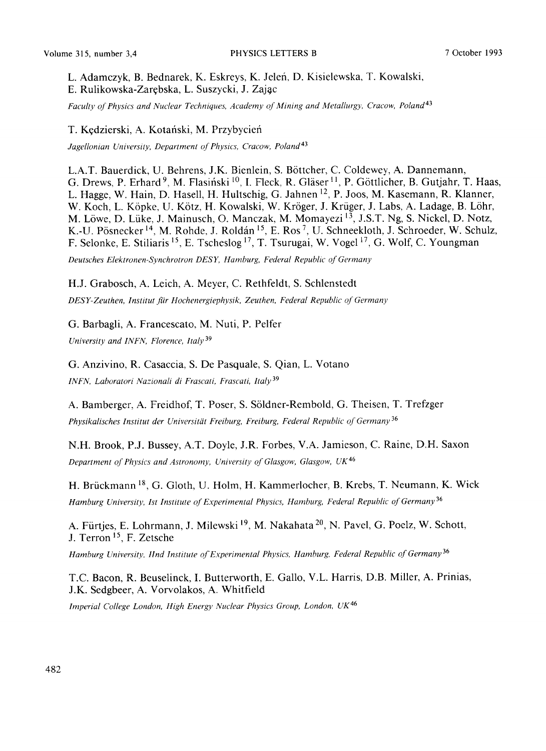L. Adamczyk, B. Bednarek, K. Eskreys, K. Jeleń, D. Kisielewska, T. Kowalski, E. Rulikowska-Zarębska, L. Suszycki, J. Zając

*Faculty of Physics and Nuclear Techniques, Academy of Mining and Metallurgy, Cracow, Poland*[43]

T. Kędzierski, A. Kotański, M. Przybycień

*Jagellonian University, Department of Physics, Cracow, Poland*[43]

L.A.T. Bauerdick, U. Behrens, J.K. Bienlein, S. Böttcher, C. Coldewey, A. Dannemann, G. Drews, P. Erhard[9], M. Flasiński[10], I. Fleck, R. Gläser[11], P. Göttlicher, B. Gutjahr, T. Haas, L. Hagge, W. Hain, D. Hasell, H. Hultschig, G. Jahnen[12], P. Joos, M. Kasemann, R. Klanner, W. Koch, L. Köpke, U. Kötz, H. Kowalski, W. Kröger, J. Krüger, J. Labs, A. Ladage, B. Löhr, M. Löwe, D. Lüke, J. Mainusch, O. Manczak, M. Momayezi[13], J.S.T. Ng, S. Nickel, D. Notz, K.-U. Pösnecker[14], M. Rohde, J. Roldán[15], E. Ros[7], U. Schneekloth, J. Schroeder, W. Schulz, F. Selonke, E. Stiliaris[15], E. Tscheslog[17], T. Tsurugai, W. Vogel[17], G. Wolf, C. Youngman

*Deutsches Elektronen-Synchrotron DESY, Hamburg, Federal Republic of Germany*

H.J. Grabosch, A. Leich, A. Meyer, C. Rethfeldt, S. Schlenstedt

*DESY-Zeuthen, Institut für Hochenergiephysik, Zeuthen, Federal Republic of Germany*

G. Barbagli, A. Francescato, M. Nuti, P. Pelfer

*University and INFN, Florence, Italy*[39]

G. Anzivino, R. Casaccia, S. De Pasquale, S. Qian, L. Votano

*INFN, Laboratori Nazionali di Frascati, Frascati, Italy*[39]

A. Bamberger, A. Freidhof, T. Poser, S. Söldner-Rembold, G. Theisen, T. Trefzger

*Physikalisches Institut der Universität Freiburg, Freiburg, Federal Republic of Germany*[36]

N.H. Brook, P.J. Bussey, A.T. Doyle, J.R. Forbes, V.A. Jamieson, C. Raine, D.H. Saxon

*Department of Physics and Astronomy, University of Glasgow, Glasgow, UK*[46]

H. Brückmann[18], G. Gloth, U. Holm, H. Kammerlocher, B. Krebs, T. Neumann, K. Wick

*Hamburg University, Ist Institute of Experimental Physics, Hamburg, Federal Republic of Germany*[36]

A. Fürtjes, E. Lohrmann, J. Milewski[19], M. Nakahata[20], N. Pavel, G. Poelz, W. Schott, J. Terron[15], F. Zetsche

*Hamburg University, IInd Institute of Experimental Physics, Hamburg, Federal Republic of Germany*[36]

T.C. Bacon, R. Beuselinck, I. Butterworth, E. Gallo, V.L. Harris, D.B. Miller, A. Prinias, J.K. Sedgbeer, A. Vorvolakos, A. Whitfield

*Imperial College London, High Energy Nuclear Physics Group, London, UK*[46]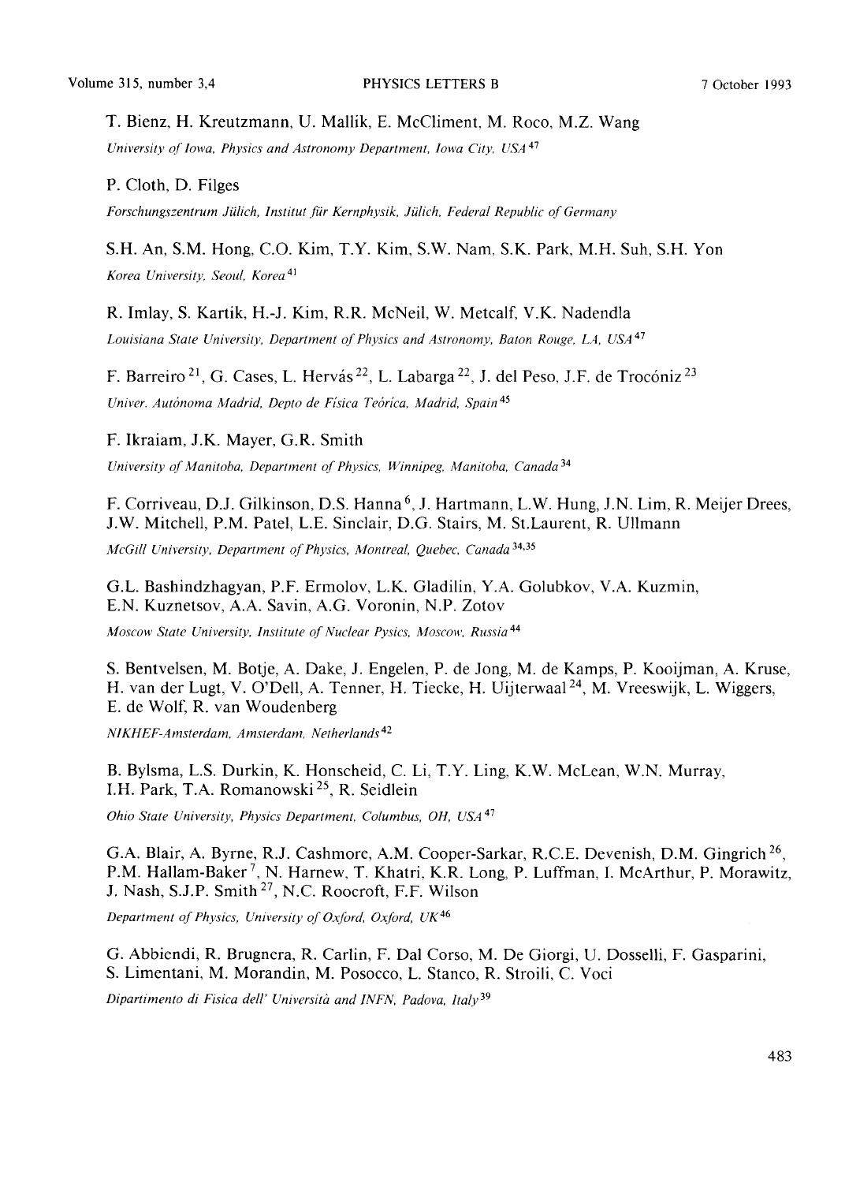T. Bienz, H. Kreutzmann, U. Mallik, E. McCliment, M. Roco, M.Z. Wang

*University of Iowa, Physics and Astronomy Department, Iowa City, USA* [47]

P. Cloth, D. Filges

*Forschungszentrum Jülich, Institut für Kernphysik, Jülich, Federal Republic of Germany*

S.H. An, S.M. Hong, C.O. Kim, T.Y. Kim, S.W. Nam, S.K. Park, M.H. Suh, S.H. Yon

*Korea University, Seoul, Korea* [41]

R. Imlay, S. Kartik, H.-J. Kim, R.R. McNeil, W. Metcalf, V.K. Nadendla

*Louisiana State University, Department of Physics and Astronomy, Baton Rouge, LA, USA* [47]

F. Barreiro [21], G. Cases, L. Hervás [22], L. Labarga [22], J. del Peso, J.F. de Trocóniz [23]

*Univer. Autónoma Madrid, Depto de Física Teórica, Madrid, Spain* [45]

F. Ikraiam, J.K. Mayer, G.R. Smith

*University of Manitoba, Department of Physics, Winnipeg, Manitoba, Canada* [34]

F. Corriveau, D.J. Gilkinson, D.S. Hanna [6], J. Hartmann, L.W. Hung, J.N. Lim, R. Meijer Drees, J.W. Mitchell, P.M. Patel, L.E. Sinclair, D.G. Stairs, M. St.Laurent, R. Ullmann

*McGill University, Department of Physics, Montreal, Quebec, Canada* [34,35]

G.L. Bashindzhagyan, P.F. Ermolov, L.K. Gladilin, Y.A. Golubkov, V.A. Kuzmin, E.N. Kuznetsov, A.A. Savin, A.G. Voronin, N.P. Zotov

*Moscow State University, Institute of Nuclear Pysics, Moscow, Russia* [44]

S. Bentvelsen, M. Botje, A. Dake, J. Engelen, P. de Jong, M. de Kamps, P. Kooijman, A. Kruse, H. van der Lugt, V. O'Dell, A. Tenner, H. Tiecke, H. Uijterwaal [24], M. Vreeswijk, L. Wiggers, E. de Wolf, R. van Woudenberg

*NIKHEF-Amsterdam, Amsterdam, Netherlands* [42]

B. Bylsma, L.S. Durkin, K. Honscheid, C. Li, T.Y. Ling, K.W. McLean, W.N. Murray, I.H. Park, T.A. Romanowski [25], R. Seidlein

*Ohio State University, Physics Department, Columbus, OH, USA* [47]

G.A. Blair, A. Byrne, R.J. Cashmore, A.M. Cooper-Sarkar, R.C.E. Devenish, D.M. Gingrich [26], P.M. Hallam-Baker [7], N. Harnew, T. Khatri, K.R. Long, P. Luffman, I. McArthur, P. Morawitz, J. Nash, S.J.P. Smith [27], N.C. Roocroft, F.F. Wilson

*Department of Physics, University of Oxford, Oxford, UK* [46]

G. Abbiendi, R. Brugnera, R. Carlin, F. Dal Corso, M. De Giorgi, U. Dosselli, F. Gasparini, S. Limentani, M. Morandin, M. Posocco, L. Stanco, R. Stroili, C. Voci

*Dipartimento di Fisica dell' Università and INFN, Padova, Italy* [39]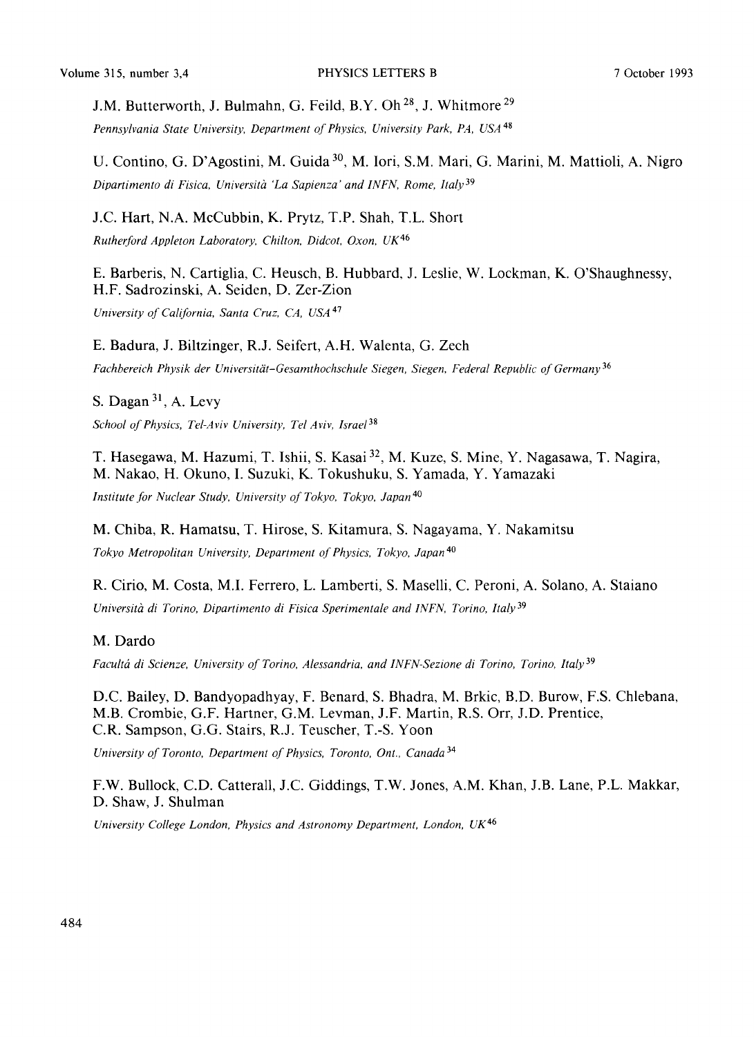J.M. Butterworth, J. Bulmahn, G. Feild, B.Y. Oh [28], J. Whitmore [29]

*Pennsylvania State University, Department of Physics, University Park, PA, USA* [48]

U. Contino, G. D'Agostini, M. Guida [30], M. Iori, S.M. Mari, G. Marini, M. Mattioli, A. Nigro

*Dipartimento di Fisica, Università 'La Sapienza' and INFN, Rome, Italy* [39]

J.C. Hart, N.A. McCubbin, K. Prytz, T.P. Shah, T.L. Short

*Rutherford Appleton Laboratory, Chilton, Didcot, Oxon, UK* [46]

E. Barberis, N. Cartiglia, C. Heusch, B. Hubbard, J. Leslie, W. Lockman, K. O'Shaughnessy, H.F. Sadrozinski, A. Seiden, D. Zer-Zion

*University of California, Santa Cruz, CA, USA* [47]

E. Badura, J. Biltzinger, R.J. Seifert, A.H. Walenta, G. Zech

*Fachbereich Physik der Universität-Gesamthochschule Siegen, Siegen, Federal Republic of Germany* [36]

S. Dagan [31], A. Levy

*School of Physics, Tel-Aviv University, Tel Aviv, Israel* [38]

T. Hasegawa, M. Hazumi, T. Ishii, S. Kasai [32], M. Kuze, S. Mine, Y. Nagasawa, T. Nagira, M. Nakao, H. Okuno, I. Suzuki, K. Tokushuku, S. Yamada, Y. Yamazaki

*Institute for Nuclear Study, University of Tokyo, Tokyo, Japan* [40]

M. Chiba, R. Hamatsu, T. Hirose, S. Kitamura, S. Nagayama, Y. Nakamitsu

*Tokyo Metropolitan University, Department of Physics, Tokyo, Japan* [40]

R. Cirio, M. Costa, M.I. Ferrero, L. Lamberti, S. Maselli, C. Peroni, A. Solano, A. Staiano

*Università di Torino, Dipartimento di Fisica Sperimentale and INFN, Torino, Italy* [39]

M. Dardo

*Facultá di Scienze, University of Torino, Alessandria, and INFN-Sezione di Torino, Torino, Italy* [39]

D.C. Bailey, D. Bandyopadhyay, F. Benard, S. Bhadra, M. Brkic, B.D. Burow, F.S. Chlebana, M.B. Crombie, G.F. Hartner, G.M. Levman, J.F. Martin, R.S. Orr, J.D. Prentice, C.R. Sampson, G.G. Stairs, R.J. Teuscher, T.-S. Yoon

*University of Toronto, Department of Physics, Toronto, Ont., Canada* [34]

F.W. Bullock, C.D. Catterall, J.C. Giddings, T.W. Jones, A.M. Khan, J.B. Lane, P.L. Makkar, D. Shaw, J. Shulman

*University College London, Physics and Astronomy Department, London, UK* [46]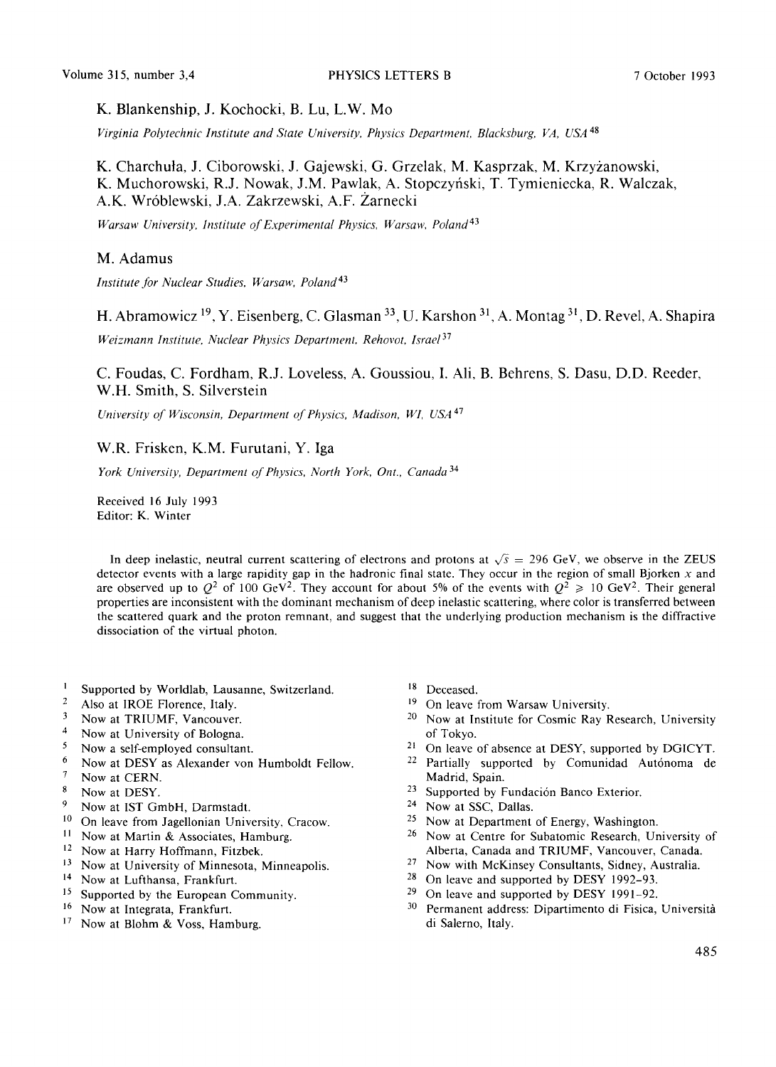K. Blankenship, J. Kochocki, B. Lu, L.W. Mo

*Virginia Polytechnic Institute and State University, Physics Department, Blacksburg, VA, USA* [48]

K. Charchuła, J. Ciborowski, J. Gajewski, G. Grzelak, M. Kasprzak, M. Krzyżanowski, K. Muchorowski, R.J. Nowak, J.M. Pawlak, A. Stopczyński, T. Tymieniecka, R. Walczak, A.K. Wróblewski, J.A. Zakrzewski, A.F. Żarnecki

*Warsaw University, Institute of Experimental Physics, Warsaw, Poland* [43]

M. Adamus

*Institute for Nuclear Studies, Warsaw, Poland* [43]

H. Abramowicz [19], Y. Eisenberg, C. Glasman [33], U. Karshon [31], A. Montag [31], D. Revel, A. Shapira

*Weizmann Institute, Nuclear Physics Department, Rehovot, Israel* [37]

C. Foudas, C. Fordham, R.J. Loveless, A. Goussiou, I. Ali, B. Behrens, S. Dasu, D.D. Reeder, W.H. Smith, S. Silverstein

*University of Wisconsin, Department of Physics, Madison, WI, USA* [47]

W.R. Frisken, K.M. Furutani, Y. Iga

*York University, Department of Physics, North York, Ont., Canada* [34]

Received 16 July 1993
Editor: K. Winter

In deep inelastic, neutral current scattering of electrons and protons at $\sqrt{s} = 296$ GeV, we observe in the ZEUS detector events with a large rapidity gap in the hadronic final state. They occur in the region of small Bjorken $x$ and are observed up to $Q^2$ of 100 GeV$^2$. They account for about 5% of the events with $Q^2 \geqslant 10$ GeV$^2$. Their general properties are inconsistent with the dominant mechanism of deep inelastic scattering, where color is transferred between the scattered quark and the proton remnant, and suggest that the underlying production mechanism is the diffractive dissociation of the virtual photon.

[1] Supported by Worldlab, Lausanne, Switzerland.
[2] Also at IROE Florence, Italy.
[3] Now at TRIUMF, Vancouver.
[4] Now at University of Bologna.
[5] Now a self-employed consultant.
[6] Now at DESY as Alexander von Humboldt Fellow.
[7] Now at CERN.
[8] Now at DESY.
[9] Now at IST GmbH, Darmstadt.
[10] On leave from Jagellonian University, Cracow.
[11] Now at Martin & Associates, Hamburg.
[12] Now at Harry Hoffmann, Fitzbek.
[13] Now at University of Minnesota, Minneapolis.
[14] Now at Lufthansa, Frankfurt.
[15] Supported by the European Community.
[16] Now at Integrata, Frankfurt.
[17] Now at Blohm & Voss, Hamburg.
[18] Deceased.
[19] On leave from Warsaw University.
[20] Now at Institute for Cosmic Ray Research, University of Tokyo.
[21] On leave of absence at DESY, supported by DGICYT.
[22] Partially supported by Comunidad Autónoma de Madrid, Spain.
[23] Supported by Fundación Banco Exterior.
[24] Now at SSC, Dallas.
[25] Now at Department of Energy, Washington.
[26] Now at Centre for Subatomic Research, University of Alberta, Canada and TRIUMF, Vancouver, Canada.
[27] Now with McKinsey Consultants, Sidney, Australia.
[28] On leave and supported by DESY 1992–93.
[29] On leave and supported by DESY 1991–92.
[30] Permanent address: Dipartimento di Fisica, Università di Salerno, Italy.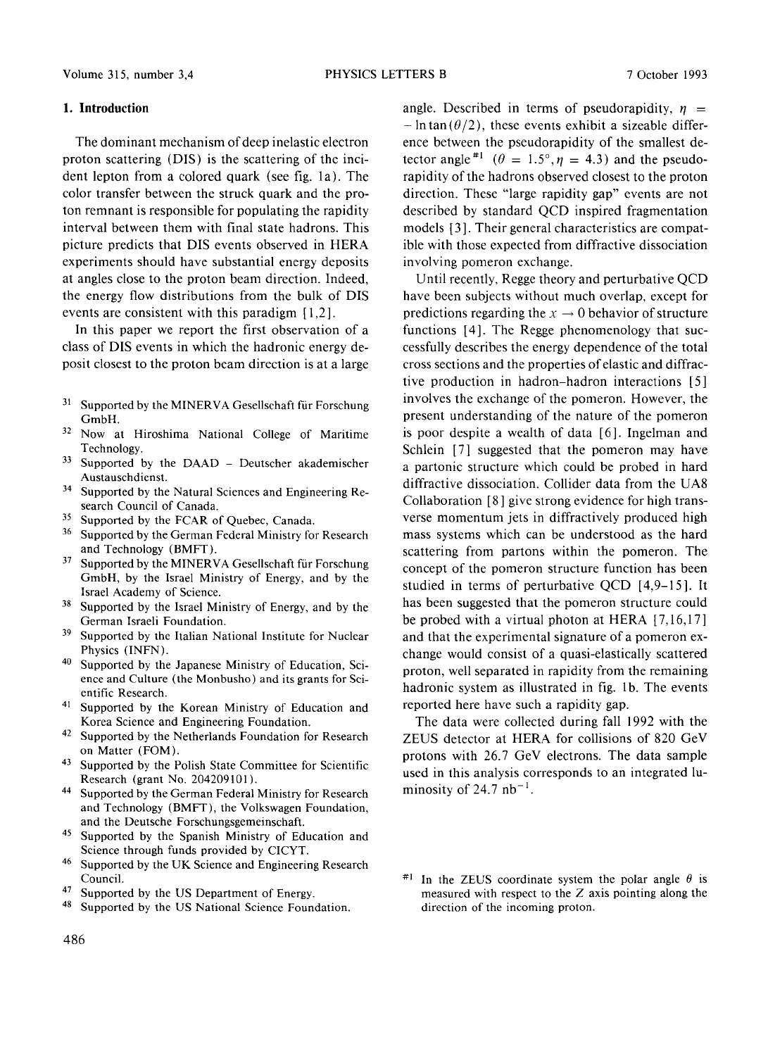## 1. Introduction

The dominant mechanism of deep inelastic electron proton scattering (DIS) is the scattering of the incident lepton from a colored quark (see fig. 1a). The color transfer between the struck quark and the proton remnant is responsible for populating the rapidity interval between them with final state hadrons. This picture predicts that DIS events observed in HERA experiments should have substantial energy deposits at angles close to the proton beam direction. Indeed, the energy flow distributions from the bulk of DIS events are consistent with this paradigm [1,2].

In this paper we report the first observation of a class of DIS events in which the hadronic energy deposit closest to the proton beam direction is at a large angle. Described in terms of pseudorapidity, $\eta = -\ln \tan(\theta/2)$, these events exhibit a sizeable difference between the pseudorapidity of the smallest detector angle[#1] ($\theta = 1.5°, \eta = 4.3$) and the pseudorapidity of the hadrons observed closest to the proton direction. These "large rapidity gap" events are not described by standard QCD inspired fragmentation models [3]. Their general characteristics are compatible with those expected from diffractive dissociation involving pomeron exchange.

Until recently, Regge theory and perturbative QCD have been subjects without much overlap, except for predictions regarding the $x \to 0$ behavior of structure functions [4]. The Regge phenomenology that successfully describes the energy dependence of the total cross sections and the properties of elastic and diffractive production in hadron–hadron interactions [5] involves the exchange of the pomeron. However, the present understanding of the nature of the pomeron is poor despite a wealth of data [6]. Ingelman and Schlein [7] suggested that the pomeron may have a partonic structure which could be probed in hard diffractive dissociation. Collider data from the UA8 Collaboration [8] give strong evidence for high transverse momentum jets in diffractively produced high mass systems which can be understood as the hard scattering from partons within the pomeron. The concept of the pomeron structure function has been studied in terms of perturbative QCD [4,9–15]. It has been suggested that the pomeron structure could be probed with a virtual photon at HERA [7,16,17] and that the experimental signature of a pomeron exchange would consist of a quasi-elastically scattered proton, well separated in rapidity from the remaining hadronic system as illustrated in fig. 1b. The events reported here have such a rapidity gap.

The data were collected during fall 1992 with the ZEUS detector at HERA for collisions of 820 GeV protons with 26.7 GeV electrons. The data sample used in this analysis corresponds to an integrated luminosity of 24.7 $\text{nb}^{-1}$.

---

[31] Supported by the MINERVA Gesellschaft für Forschung GmbH.

[32] Now at Hiroshima National College of Maritime Technology.

[33] Supported by the DAAD – Deutscher akademischer Austauschdienst.

[34] Supported by the Natural Sciences and Engineering Research Council of Canada.

[35] Supported by the FCAR of Quebec, Canada.

[36] Supported by the German Federal Ministry for Research and Technology (BMFT).

[37] Supported by the MINERVA Gesellschaft für Forschung GmbH, by the Israel Ministry of Energy, and by the Israel Academy of Science.

[38] Supported by the Israel Ministry of Energy, and by the German Israeli Foundation.

[39] Supported by the Italian National Institute for Nuclear Physics (INFN).

[40] Supported by the Japanese Ministry of Education, Science and Culture (the Monbusho) and its grants for Scientific Research.

[41] Supported by the Korean Ministry of Education and Korea Science and Engineering Foundation.

[42] Supported by the Netherlands Foundation for Research on Matter (FOM).

[43] Supported by the Polish State Committee for Scientific Research (grant No. 204209101).

[44] Supported by the German Federal Ministry for Research and Technology (BMFT), the Volkswagen Foundation, and the Deutsche Forschungsgemeinschaft.

[45] Supported by the Spanish Ministry of Education and Science through funds provided by CICYT.

[46] Supported by the UK Science and Engineering Research Council.

[47] Supported by the US Department of Energy.

[48] Supported by the US National Science Foundation.

[#1] In the ZEUS coordinate system the polar angle $\theta$ is measured with respect to the Z axis pointing along the direction of the incoming proton.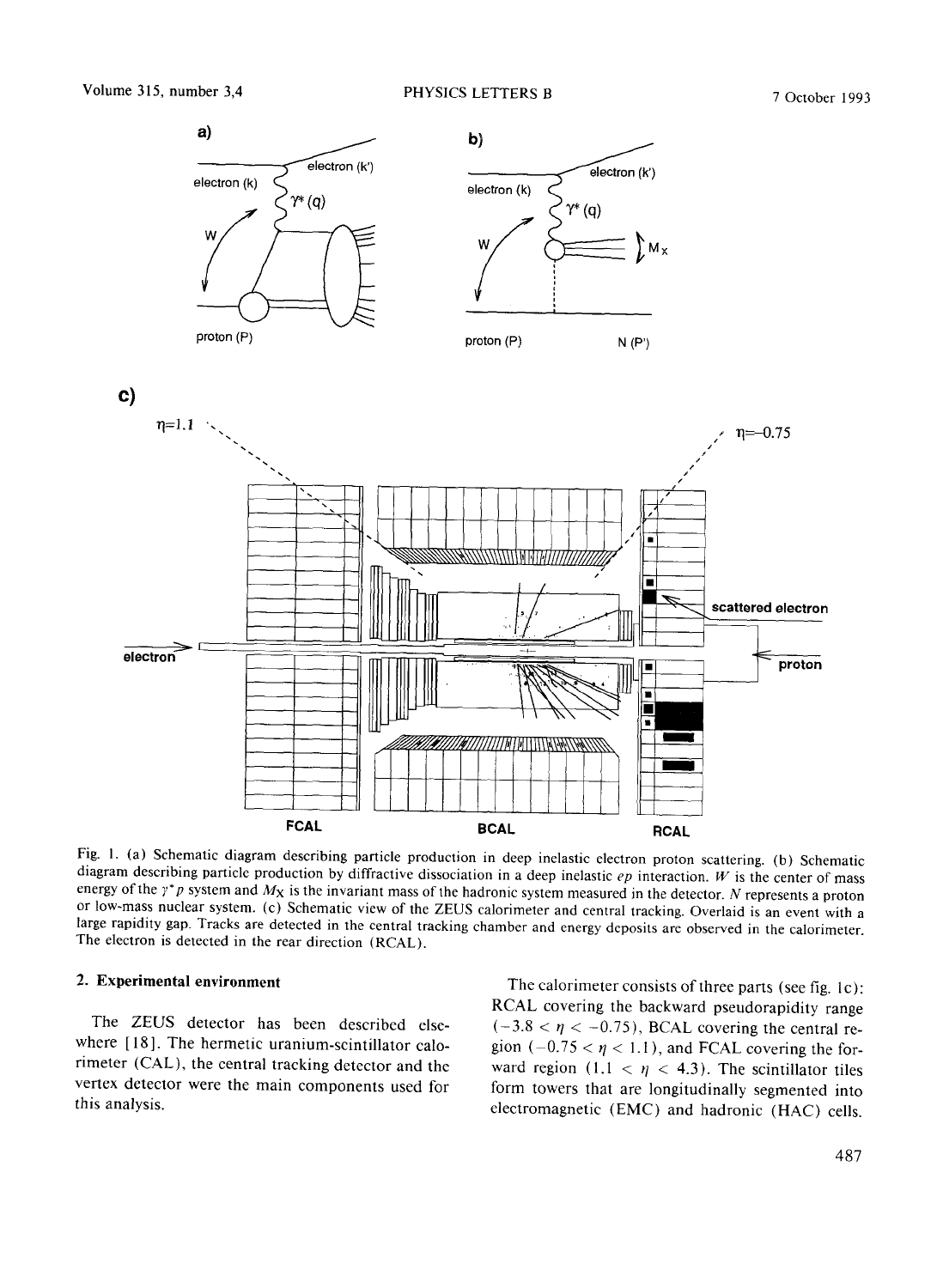Fig. 1. (a) Schematic diagram describing particle production in deep inelastic electron proton scattering. (b) Schematic diagram describing particle production by diffractive dissociation in a deep inelastic $ep$ interaction. $W$ is the center of mass energy of the $\gamma^* p$ system and $M_X$ is the invariant mass of the hadronic system measured in the detector. $N$ represents a proton or low-mass nuclear system. (c) Schematic view of the ZEUS calorimeter and central tracking. Overlaid is an event with a large rapidity gap. Tracks are detected in the central tracking chamber and energy deposits are observed in the calorimeter. The electron is detected in the rear direction (RCAL).

## 2. Experimental environment

The ZEUS detector has been described elsewhere [18]. The hermetic uranium-scintillator calorimeter (CAL), the central tracking detector and the vertex detector were the main components used for this analysis.

The calorimeter consists of three parts (see fig. 1c): RCAL covering the backward pseudorapidity range ($-3.8 < \eta < -0.75$), BCAL covering the central region ($-0.75 < \eta < 1.1$), and FCAL covering the forward region ($1.1 < \eta < 4.3$). The scintillator tiles form towers that are longitudinally segmented into electromagnetic (EMC) and hadronic (HAC) cells.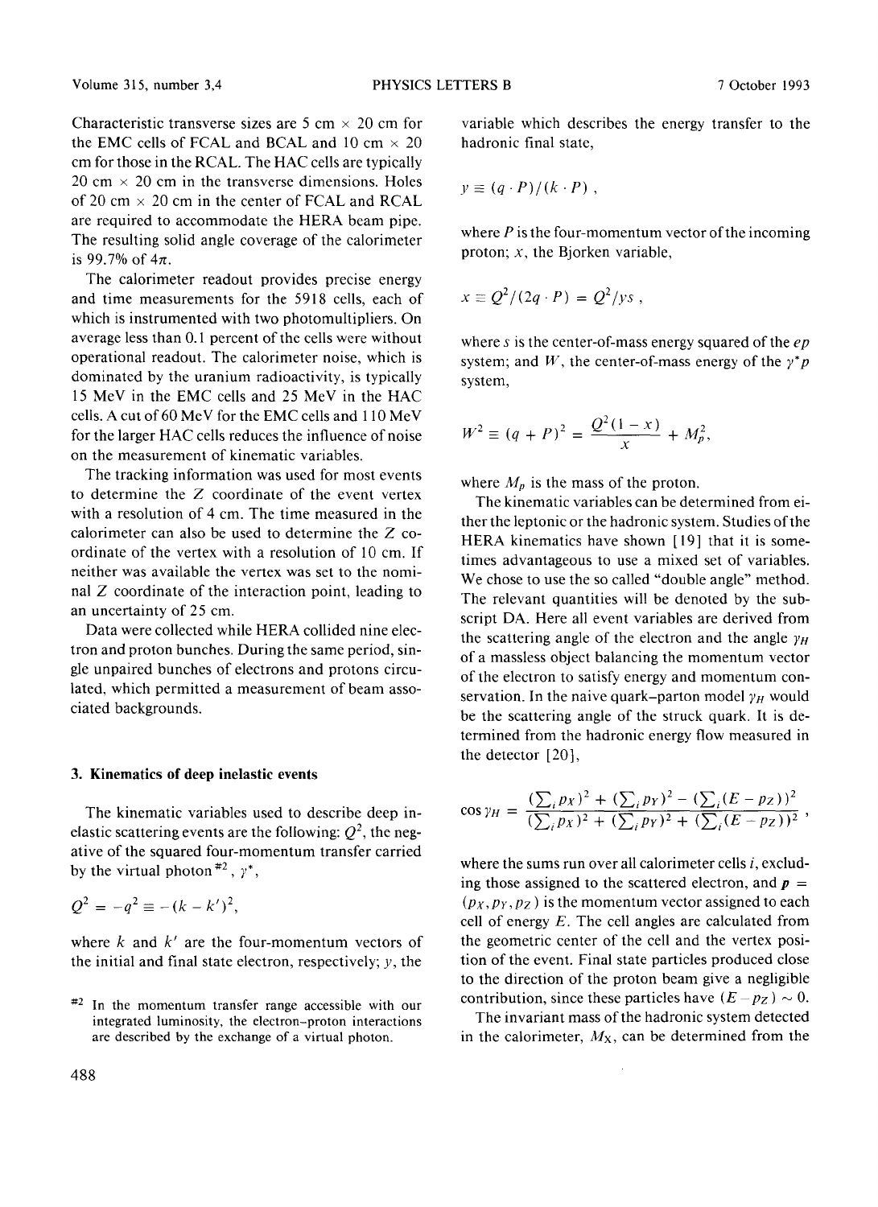Characteristic transverse sizes are 5 cm × 20 cm for the EMC cells of FCAL and BCAL and 10 cm × 20 cm for those in the RCAL. The HAC cells are typically 20 cm × 20 cm in the transverse dimensions. Holes of 20 cm × 20 cm in the center of FCAL and RCAL are required to accommodate the HERA beam pipe. The resulting solid angle coverage of the calorimeter is 99.7% of $4\pi$.

The calorimeter readout provides precise energy and time measurements for the 5918 cells, each of which is instrumented with two photomultipliers. On average less than 0.1 percent of the cells were without operational readout. The calorimeter noise, which is dominated by the uranium radioactivity, is typically 15 MeV in the EMC cells and 25 MeV in the HAC cells. A cut of 60 MeV for the EMC cells and 110 MeV for the larger HAC cells reduces the influence of noise on the measurement of kinematic variables.

The tracking information was used for most events to determine the $Z$ coordinate of the event vertex with a resolution of 4 cm. The time measured in the calorimeter can also be used to determine the $Z$ coordinate of the vertex with a resolution of 10 cm. If neither was available the vertex was set to the nominal $Z$ coordinate of the interaction point, leading to an uncertainty of 25 cm.

Data were collected while HERA collided nine electron and proton bunches. During the same period, single unpaired bunches of electrons and protons circulated, which permitted a measurement of beam associated backgrounds.

## 3. Kinematics of deep inelastic events

The kinematic variables used to describe deep inelastic scattering events are the following: $Q^2$, the negative of the squared four-momentum transfer carried by the virtual photon[#2], $\gamma^*$,

$$Q^2 = -q^2 \equiv -(k - k')^2,$$

where $k$ and $k'$ are the four-momentum vectors of the initial and final state electron, respectively; $y$, the variable which describes the energy transfer to the hadronic final state,

$$y \equiv (q \cdot P)/(k \cdot P),$$

where $P$ is the four-momentum vector of the incoming proton; $x$, the Bjorken variable,

$$x \equiv Q^2/(2q \cdot P) = Q^2/ys,$$

where $s$ is the center-of-mass energy squared of the $ep$ system; and $W$, the center-of-mass energy of the $\gamma^* p$ system,

$$W^2 \equiv (q + P)^2 = \frac{Q^2(1-x)}{x} + M_p^2,$$

where $M_p$ is the mass of the proton.

The kinematic variables can be determined from either the leptonic or the hadronic system. Studies of the HERA kinematics have shown [19] that it is sometimes advantageous to use a mixed set of variables. We chose to use the so called "double angle" method. The relevant quantities will be denoted by the subscript DA. Here all event variables are derived from the scattering angle of the electron and the angle $\gamma_H$ of a massless object balancing the momentum vector of the electron to satisfy energy and momentum conservation. In the naive quark–parton model $\gamma_H$ would be the scattering angle of the struck quark. It is determined from the hadronic energy flow measured in the detector [20],

$$\cos\gamma_H = \frac{(\sum_i p_X)^2 + (\sum_i p_Y)^2 - (\sum_i (E - p_Z))^2}{(\sum_i p_X)^2 + (\sum_i p_Y)^2 + (\sum_i (E - p_Z))^2},$$

where the sums run over all calorimeter cells $i$, excluding those assigned to the scattered electron, and $\boldsymbol{p} = (p_X, p_Y, p_Z)$ is the momentum vector assigned to each cell of energy $E$. The cell angles are calculated from the geometric center of the cell and the vertex position of the event. Final state particles produced close to the direction of the proton beam give a negligible contribution, since these particles have $(E - p_Z) \sim 0$.

The invariant mass of the hadronic system detected in the calorimeter, $M_X$, can be determined from the

[#2] In the momentum transfer range accessible with our integrated luminosity, the electron–proton interactions are described by the exchange of a virtual photon.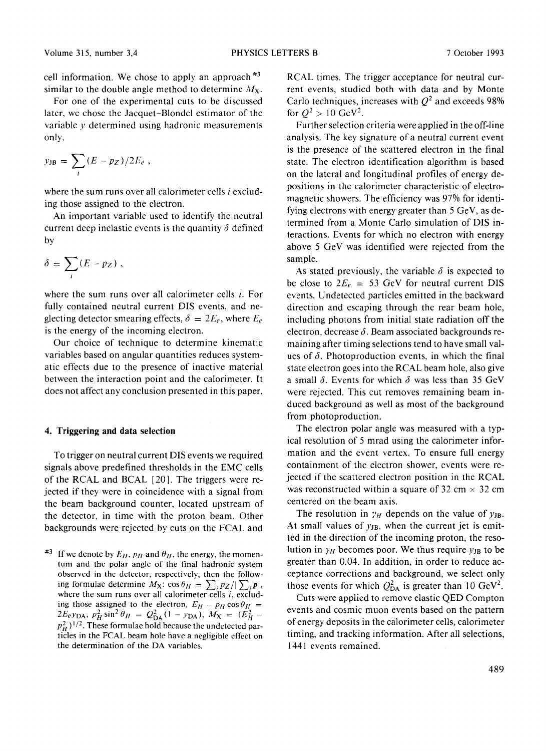cell information. We chose to apply an approach [#3] similar to the double angle method to determine $M_X$.

For one of the experimental cuts to be discussed later, we chose the Jacquet–Blondel estimator of the variable $y$ determined using hadronic measurements only,

$$y_{JB} = \sum_i (E - p_Z)/2E_e \,,$$

where the sum runs over all calorimeter cells $i$ excluding those assigned to the electron.

An important variable used to identify the neutral current deep inelastic events is the quantity $\delta$ defined by

$$\delta = \sum_i (E - p_Z) \,,$$

where the sum runs over all calorimeter cells $i$. For fully contained neutral current DIS events, and neglecting detector smearing effects, $\delta = 2E_e$, where $E_e$ is the energy of the incoming electron.

Our choice of technique to determine kinematic variables based on angular quantities reduces systematic effects due to the presence of inactive material between the interaction point and the calorimeter. It does not affect any conclusion presented in this paper.

## 4. Triggering and data selection

To trigger on neutral current DIS events we required signals above predefined thresholds in the EMC cells of the RCAL and BCAL [20]. The triggers were rejected if they were in coincidence with a signal from the beam background counter, located upstream of the detector, in time with the proton beam. Other backgrounds were rejected by cuts on the FCAL and RCAL times. The trigger acceptance for neutral current events, studied both with data and by Monte Carlo techniques, increases with $Q^2$ and exceeds 98% for $Q^2 > 10$ GeV$^2$.

Further selection criteria were applied in the off-line analysis. The key signature of a neutral current event is the presence of the scattered electron in the final state. The electron identification algorithm is based on the lateral and longitudinal profiles of energy depositions in the calorimeter characteristic of electromagnetic showers. The efficiency was 97% for identifying electrons with energy greater than 5 GeV, as determined from a Monte Carlo simulation of DIS interactions. Events for which no electron with energy above 5 GeV was identified were rejected from the sample.

As stated previously, the variable $\delta$ is expected to be close to $2E_e = 53$ GeV for neutral current DIS events. Undetected particles emitted in the backward direction and escaping through the rear beam hole, including photons from initial state radiation off the electron, decrease $\delta$. Beam associated backgrounds remaining after timing selections tend to have small values of $\delta$. Photoproduction events, in which the final state electron goes into the RCAL beam hole, also give a small $\delta$. Events for which $\delta$ was less than 35 GeV were rejected. This cut removes remaining beam induced background as well as most of the background from photoproduction.

The electron polar angle was measured with a typical resolution of 5 mrad using the calorimeter information and the event vertex. To ensure full energy containment of the electron shower, events were rejected if the scattered electron position in the RCAL was reconstructed within a square of 32 cm × 32 cm centered on the beam axis.

The resolution in $\gamma_H$ depends on the value of $y_{JB}$. At small values of $y_{JB}$, when the current jet is emitted in the direction of the incoming proton, the resolution in $\gamma_H$ becomes poor. We thus require $y_{JB}$ to be greater than 0.04. In addition, in order to reduce acceptance corrections and background, we select only those events for which $Q^2_{DA}$ is greater than 10 GeV$^2$.

Cuts were applied to remove elastic QED Compton events and cosmic muon events based on the pattern of energy deposits in the calorimeter cells, calorimeter timing, and tracking information. After all selections, 1441 events remained.

---

[#3] If we denote by $E_H$, $p_H$ and $\theta_H$, the energy, the momentum and the polar angle of the final hadronic system observed in the detector, respectively, then the following formulae determine $M_X$: $\cos\theta_H = \sum_i p_Z / |\sum_i \boldsymbol{p}|$, where the sum runs over all calorimeter cells $i$, excluding those assigned to the electron, $E_H - p_H \cos\theta_H = 2E_e y_{DA}$, $p_H^2 \sin^2\theta_H = Q^2_{DA}(1 - y_{DA})$, $M_X = (E_H^2 - p_H^2)^{1/2}$. These formulae hold because the undetected particles in the FCAL beam hole have a negligible effect on the determination of the DA variables.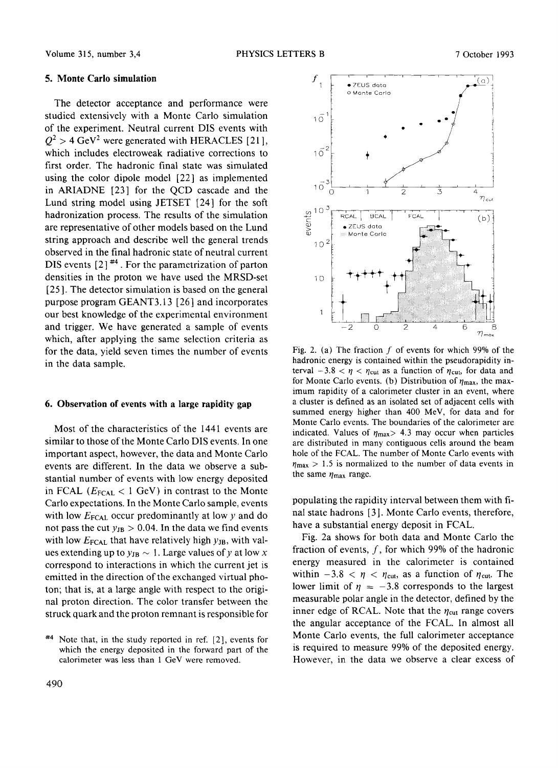## 5. Monte Carlo simulation

The detector acceptance and performance were studied extensively with a Monte Carlo simulation of the experiment. Neutral current DIS events with $Q^2 > 4$ GeV$^2$ were generated with HERACLES [21], which includes electroweak radiative corrections to first order. The hadronic final state was simulated using the color dipole model [22] as implemented in ARIADNE [23] for the QCD cascade and the Lund string model using JETSET [24] for the soft hadronization process. The results of the simulation are representative of other models based on the Lund string approach and describe well the general trends observed in the final hadronic state of neutral current DIS events [2] [#4]. For the parametrization of parton densities in the proton we have used the MRSD-set [25]. The detector simulation is based on the general purpose program GEANT3.13 [26] and incorporates our best knowledge of the experimental environment and trigger. We have generated a sample of events which, after applying the same selection criteria as for the data, yield seven times the number of events in the data sample.

## 6. Observation of events with a large rapidity gap

Most of the characteristics of the 1441 events are similar to those of the Monte Carlo DIS events. In one important aspect, however, the data and Monte Carlo events are different. In the data we observe a substantial number of events with low energy deposited in FCAL ($E_{\mathrm{FCAL}} < 1$ GeV) in contrast to the Monte Carlo expectations. In the Monte Carlo sample, events with low $E_{\mathrm{FCAL}}$ occur predominantly at low $y$ and do not pass the cut $y_{\mathrm{JB}} > 0.04$. In the data we find events with low $E_{\mathrm{FCAL}}$ that have relatively high $y_{\mathrm{JB}}$, with values extending up to $y_{\mathrm{JB}} \sim 1$. Large values of $y$ at low $x$ correspond to interactions in which the current jet is emitted in the direction of the exchanged virtual photon; that is, at a large angle with respect to the original proton direction. The color transfer between the struck quark and the proton remnant is responsible for populating the rapidity interval between them with final state hadrons [3]. Monte Carlo events, therefore, have a substantial energy deposit in FCAL.

[#4] Note that, in the study reported in ref. [2], events for which the energy deposited in the forward part of the calorimeter was less than 1 GeV were removed.

Fig. 2. (a) The fraction $f$ of events for which 99% of the hadronic energy is contained within the pseudorapidity interval $-3.8 < \eta < \eta_{\mathrm{cut}}$ as a function of $\eta_{\mathrm{cut}}$, for data and for Monte Carlo events. (b) Distribution of $\eta_{\max}$, the maximum rapidity of a calorimeter cluster in an event, where a cluster is defined as an isolated set of adjacent cells with summed energy higher than 400 MeV, for data and for Monte Carlo events. The boundaries of the calorimeter are indicated. Values of $\eta_{\max} > 4.3$ may occur when particles are distributed in many contiguous cells around the beam hole of the FCAL. The number of Monte Carlo events with $\eta_{\max} > 1.5$ is normalized to the number of data events in the same $\eta_{\max}$ range.

Fig. 2a shows for both data and Monte Carlo the fraction of events, $f$, for which 99% of the hadronic energy measured in the calorimeter is contained within $-3.8 < \eta < \eta_{\mathrm{cut}}$, as a function of $\eta_{\mathrm{cut}}$. The lower limit of $\eta = -3.8$ corresponds to the largest measurable polar angle in the detector, defined by the inner edge of RCAL. Note that the $\eta_{\mathrm{cut}}$ range covers the angular acceptance of the FCAL. In almost all Monte Carlo events, the full calorimeter acceptance is required to measure 99% of the deposited energy. However, in the data we observe a clear excess of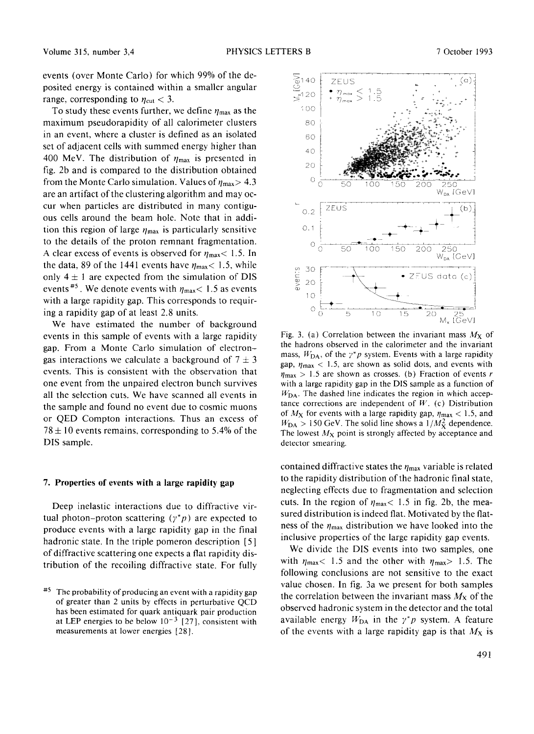events (over Monte Carlo) for which 99% of the deposited energy is contained within a smaller angular range, corresponding to $\eta_{cut} < 3$.

To study these events further, we define $\eta_{max}$ as the maximum pseudorapidity of all calorimeter clusters in an event, where a cluster is defined as an isolated set of adjacent cells with summed energy higher than 400 MeV. The distribution of $\eta_{max}$ is presented in fig. 2b and is compared to the distribution obtained from the Monte Carlo simulation. Values of $\eta_{max} > 4.3$ are an artifact of the clustering algorithm and may occur when particles are distributed in many contiguous cells around the beam hole. Note that in addition this region of large $\eta_{max}$ is particularly sensitive to the details of the proton remnant fragmentation. A clear excess of events is observed for $\eta_{max} < 1.5$. In the data, 89 of the 1441 events have $\eta_{max} < 1.5$, while only $4 \pm 1$ are expected from the simulation of DIS events[#5]. We denote events with $\eta_{max} < 1.5$ as events with a large rapidity gap. This corresponds to requiring a rapidity gap of at least 2.8 units.

We have estimated the number of background events in this sample of events with a large rapidity gap. From a Monte Carlo simulation of electron–gas interactions we calculate a background of $7 \pm 3$ events. This is consistent with the observation that one event from the unpaired electron bunch survives all the selection cuts. We have scanned all events in the sample and found no event due to cosmic muons or QED Compton interactions. Thus an excess of $78 \pm 10$ events remains, corresponding to 5.4% of the DIS sample.

## 7. Properties of events with a large rapidity gap

Deep inelastic interactions due to diffractive virtual photon-proton scattering ($\gamma^* p$) are expected to produce events with a large rapidity gap in the final hadronic state. In the triple pomeron description [5] of diffractive scattering one expects a flat rapidity distribution of the recoiling diffractive state. For fully contained diffractive states the $\eta_{max}$ variable is related to the rapidity distribution of the hadronic final state, neglecting effects due to fragmentation and selection cuts. In the region of $\eta_{max} < 1.5$ in fig. 2b, the measured distribution is indeed flat. Motivated by the flatness of the $\eta_{max}$ distribution we have looked into the inclusive properties of the large rapidity gap events.

We divide the DIS events into two samples, one with $\eta_{max} < 1.5$ and the other with $\eta_{max} > 1.5$. The following conclusions are not sensitive to the exact value chosen. In fig. 3a we present for both samples the correlation between the invariant mass $M_X$ of the observed hadronic system in the detector and the total available energy $W_{DA}$ in the $\gamma^* p$ system. A feature of the events with a large rapidity gap is that $M_X$ is

Fig. 3. (a) Correlation between the invariant mass $M_X$ of the hadrons observed in the calorimeter and the invariant mass, $W_{DA}$, of the $\gamma^* p$ system. Events with a large rapidity gap, $\eta_{max} < 1.5$, are shown as solid dots, and events with $\eta_{max} > 1.5$ are shown as crosses. (b) Fraction of events $r$ with a large rapidity gap in the DIS sample as a function of $W_{DA}$. The dashed line indicates the region in which acceptance corrections are independent of $W$. (c) Distribution of $M_X$ for events with a large rapidity gap, $\eta_{max} < 1.5$, and $W_{DA} > 150$ GeV. The solid line shows a $1/M_X^2$ dependence. The lowest $M_X$ point is strongly affected by acceptance and detector smearing.

[#5] The probability of producing an event with a rapidity gap of greater than 2 units by effects in perturbative QCD has been estimated for quark antiquark pair production at LEP energies to be below $10^{-3}$ [27], consistent with measurements at lower energies [28].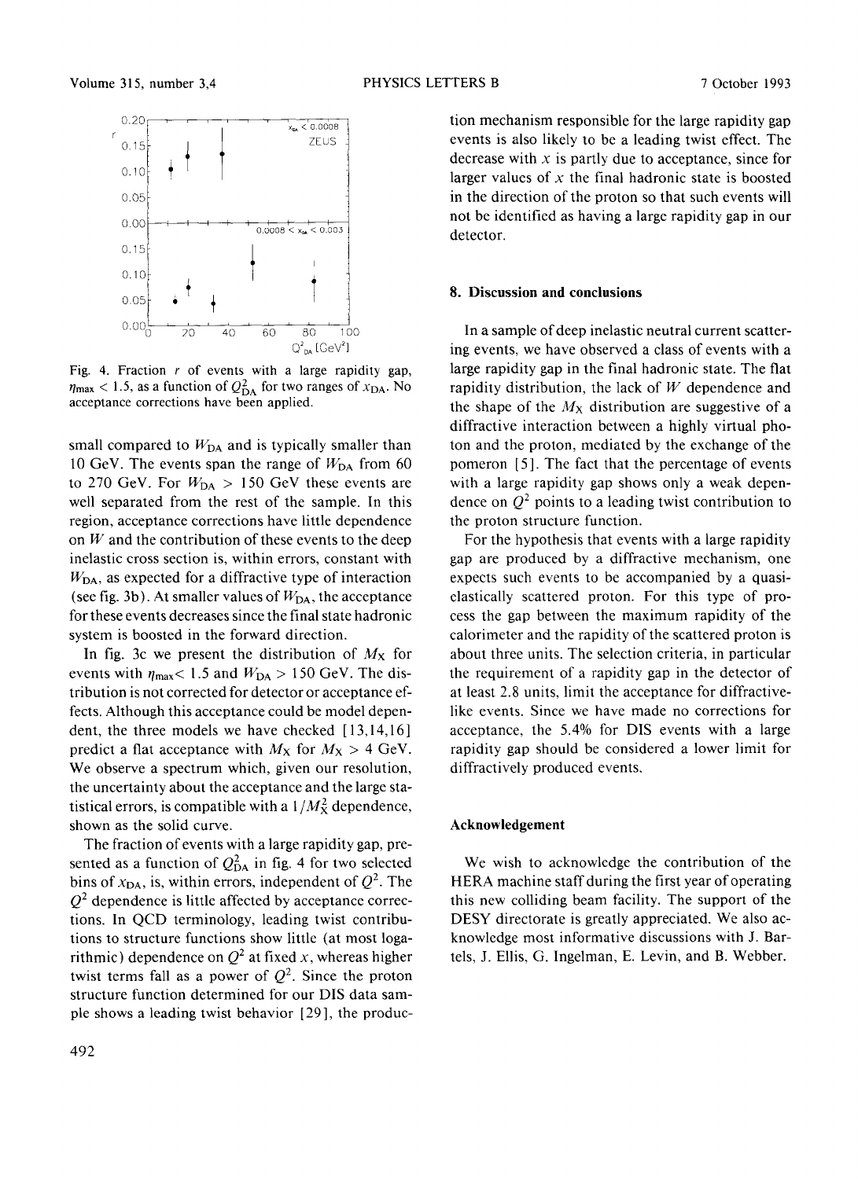Fig. 4. Fraction $r$ of events with a large rapidity gap, $\eta_{max} < 1.5$, as a function of $Q^2_{DA}$ for two ranges of $x_{DA}$. No acceptance corrections have been applied.

small compared to $W_{DA}$ and is typically smaller than 10 GeV. The events span the range of $W_{DA}$ from 60 to 270 GeV. For $W_{DA} > 150$ GeV these events are well separated from the rest of the sample. In this region, acceptance corrections have little dependence on $W$ and the contribution of these events to the deep inelastic cross section is, within errors, constant with $W_{DA}$, as expected for a diffractive type of interaction (see fig. 3b). At smaller values of $W_{DA}$, the acceptance for these events decreases since the final state hadronic system is boosted in the forward direction.

In fig. 3c we present the distribution of $M_X$ for events with $\eta_{max} < 1.5$ and $W_{DA} > 150$ GeV. The distribution is not corrected for detector or acceptance effects. Although this acceptance could be model dependent, the three models we have checked [13,14,16] predict a flat acceptance with $M_X$ for $M_X > 4$ GeV. We observe a spectrum which, given our resolution, the uncertainty about the acceptance and the large statistical errors, is compatible with a $1/M_X^2$ dependence, shown as the solid curve.

The fraction of events with a large rapidity gap, presented as a function of $Q^2_{DA}$ in fig. 4 for two selected bins of $x_{DA}$, is, within errors, independent of $Q^2$. The $Q^2$ dependence is little affected by acceptance corrections. In QCD terminology, leading twist contributions to structure functions show little (at most logarithmic) dependence on $Q^2$ at fixed $x$, whereas higher twist terms fall as a power of $Q^2$. Since the proton structure function determined for our DIS data sample shows a leading twist behavior [29], the production mechanism responsible for the large rapidity gap events is also likely to be a leading twist effect. The decrease with $x$ is partly due to acceptance, since for larger values of $x$ the final hadronic state is boosted in the direction of the proton so that such events will not be identified as having a large rapidity gap in our detector.

## 8. Discussion and conclusions

In a sample of deep inelastic neutral current scattering events, we have observed a class of events with a large rapidity gap in the final hadronic state. The flat rapidity distribution, the lack of $W$ dependence and the shape of the $M_X$ distribution are suggestive of a diffractive interaction between a highly virtual photon and the proton, mediated by the exchange of the pomeron [5]. The fact that the percentage of events with a large rapidity gap shows only a weak dependence on $Q^2$ points to a leading twist contribution to the proton structure function.

For the hypothesis that events with a large rapidity gap are produced by a diffractive mechanism, one expects such events to be accompanied by a quasi-elastically scattered proton. For this type of process the gap between the maximum rapidity of the calorimeter and the rapidity of the scattered proton is about three units. The selection criteria, in particular the requirement of a rapidity gap in the detector of at least 2.8 units, limit the acceptance for diffractive-like events. Since we have made no corrections for acceptance, the 5.4% for DIS events with a large rapidity gap should be considered a lower limit for diffractively produced events.

## Acknowledgement

We wish to acknowledge the contribution of the HERA machine staff during the first year of operating this new colliding beam facility. The support of the DESY directorate is greatly appreciated. We also acknowledge most informative discussions with J. Bartels, J. Ellis, G. Ingelman, E. Levin, and B. Webber.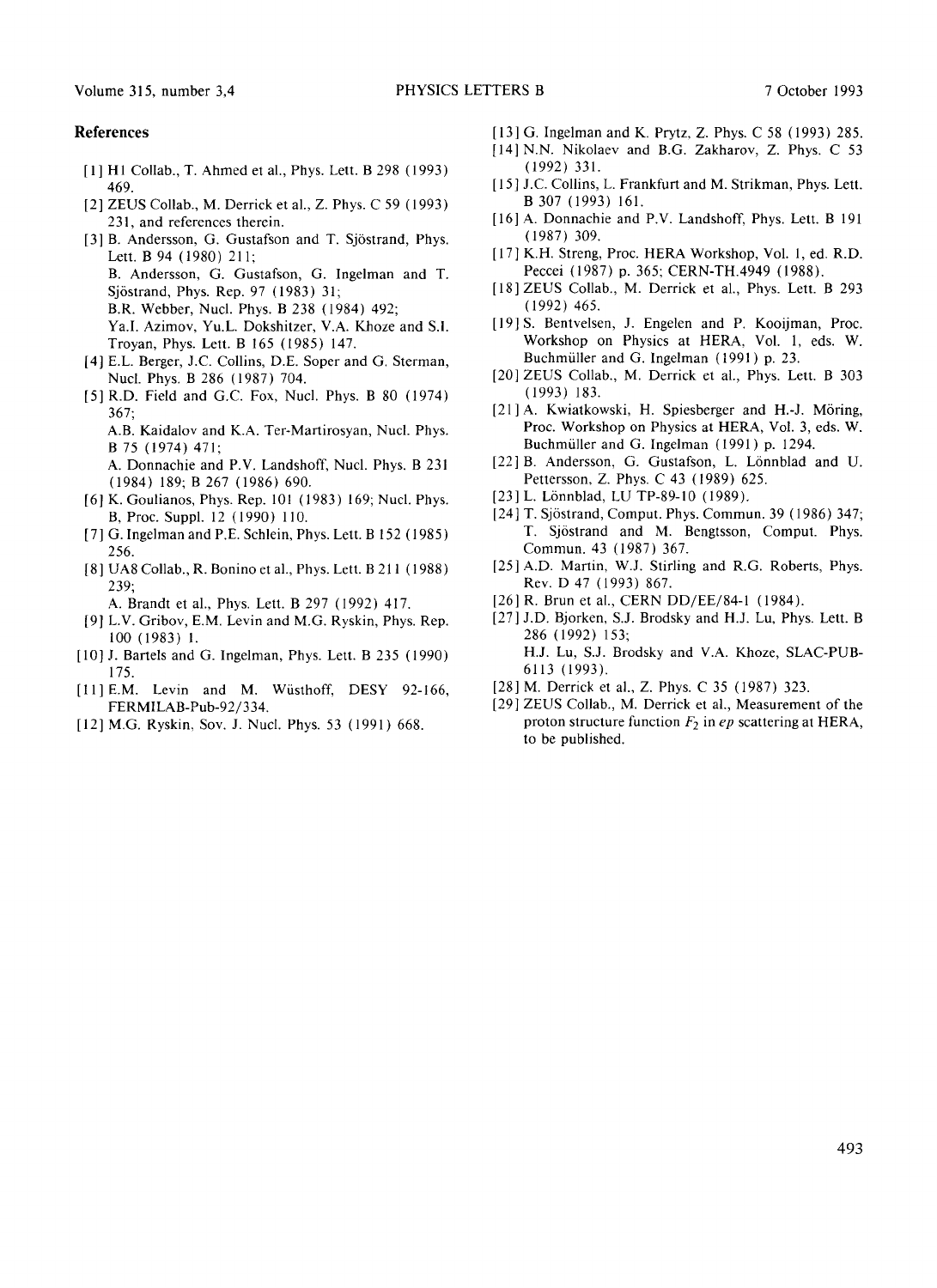## References

[1] H1 Collab., T. Ahmed et al., Phys. Lett. B 298 (1993) 469.

[2] ZEUS Collab., M. Derrick et al., Z. Phys. C 59 (1993) 231, and references therein.

[3] B. Andersson, G. Gustafson and T. Sjöstrand, Phys. Lett. B 94 (1980) 211;
B. Andersson, G. Gustafson, G. Ingelman and T. Sjöstrand, Phys. Rep. 97 (1983) 31;
B.R. Webber, Nucl. Phys. B 238 (1984) 492;
Ya.I. Azimov, Yu.L. Dokshitzer, V.A. Khoze and S.I. Troyan, Phys. Lett. B 165 (1985) 147.

[4] E.L. Berger, J.C. Collins, D.E. Soper and G. Sterman, Nucl. Phys. B 286 (1987) 704.

[5] R.D. Field and G.C. Fox, Nucl. Phys. B 80 (1974) 367;
A.B. Kaidalov and K.A. Ter-Martirosyan, Nucl. Phys. B 75 (1974) 471;
A. Donnachie and P.V. Landshoff, Nucl. Phys. B 231 (1984) 189; B 267 (1986) 690.

[6] K. Goulianos, Phys. Rep. 101 (1983) 169; Nucl. Phys. B, Proc. Suppl. 12 (1990) 110.

[7] G. Ingelman and P.E. Schlein, Phys. Lett. B 152 (1985) 256.

[8] UA8 Collab., R. Bonino et al., Phys. Lett. B 211 (1988) 239;
A. Brandt et al., Phys. Lett. B 297 (1992) 417.

[9] L.V. Gribov, E.M. Levin and M.G. Ryskin, Phys. Rep. 100 (1983) 1.

[10] J. Bartels and G. Ingelman, Phys. Lett. B 235 (1990) 175.

[11] E.M. Levin and M. Wüsthoff, DESY 92-166, FERMILAB-Pub-92/334.

[12] M.G. Ryskin, Sov. J. Nucl. Phys. 53 (1991) 668.

[13] G. Ingelman and K. Prytz, Z. Phys. C 58 (1993) 285.

[14] N.N. Nikolaev and B.G. Zakharov, Z. Phys. C 53 (1992) 331.

[15] J.C. Collins, L. Frankfurt and M. Strikman, Phys. Lett. B 307 (1993) 161.

[16] A. Donnachie and P.V. Landshoff, Phys. Lett. B 191 (1987) 309.

[17] K.H. Streng, Proc. HERA Workshop, Vol. 1, ed. R.D. Peccei (1987) p. 365; CERN-TH.4949 (1988).

[18] ZEUS Collab., M. Derrick et al., Phys. Lett. B 293 (1992) 465.

[19] S. Bentvelsen, J. Engelen and P. Kooijman, Proc. Workshop on Physics at HERA, Vol. 1, eds. W. Buchmüller and G. Ingelman (1991) p. 23.

[20] ZEUS Collab., M. Derrick et al., Phys. Lett. B 303 (1993) 183.

[21] A. Kwiatkowski, H. Spiesberger and H.-J. Möring, Proc. Workshop on Physics at HERA, Vol. 3, eds. W. Buchmüller and G. Ingelman (1991) p. 1294.

[22] B. Andersson, G. Gustafson, L. Lönnblad and U. Pettersson, Z. Phys. C 43 (1989) 625.

[23] L. Lönnblad, LU TP-89-10 (1989).

[24] T. Sjöstrand, Comput. Phys. Commun. 39 (1986) 347;
T. Sjöstrand and M. Bengtsson, Comput. Phys. Commun. 43 (1987) 367.

[25] A.D. Martin, W.J. Stirling and R.G. Roberts, Phys. Rev. D 47 (1993) 867.

[26] R. Brun et al., CERN DD/EE/84-1 (1984).

[27] J.D. Bjorken, S.J. Brodsky and H.J. Lu, Phys. Lett. B 286 (1992) 153;
H.J. Lu, S.J. Brodsky and V.A. Khoze, SLAC-PUB-6113 (1993).

[28] M. Derrick et al., Z. Phys. C 35 (1987) 323.

[29] ZEUS Collab., M. Derrick et al., Measurement of the proton structure function $F_2$ in *ep* scattering at HERA, to be published.